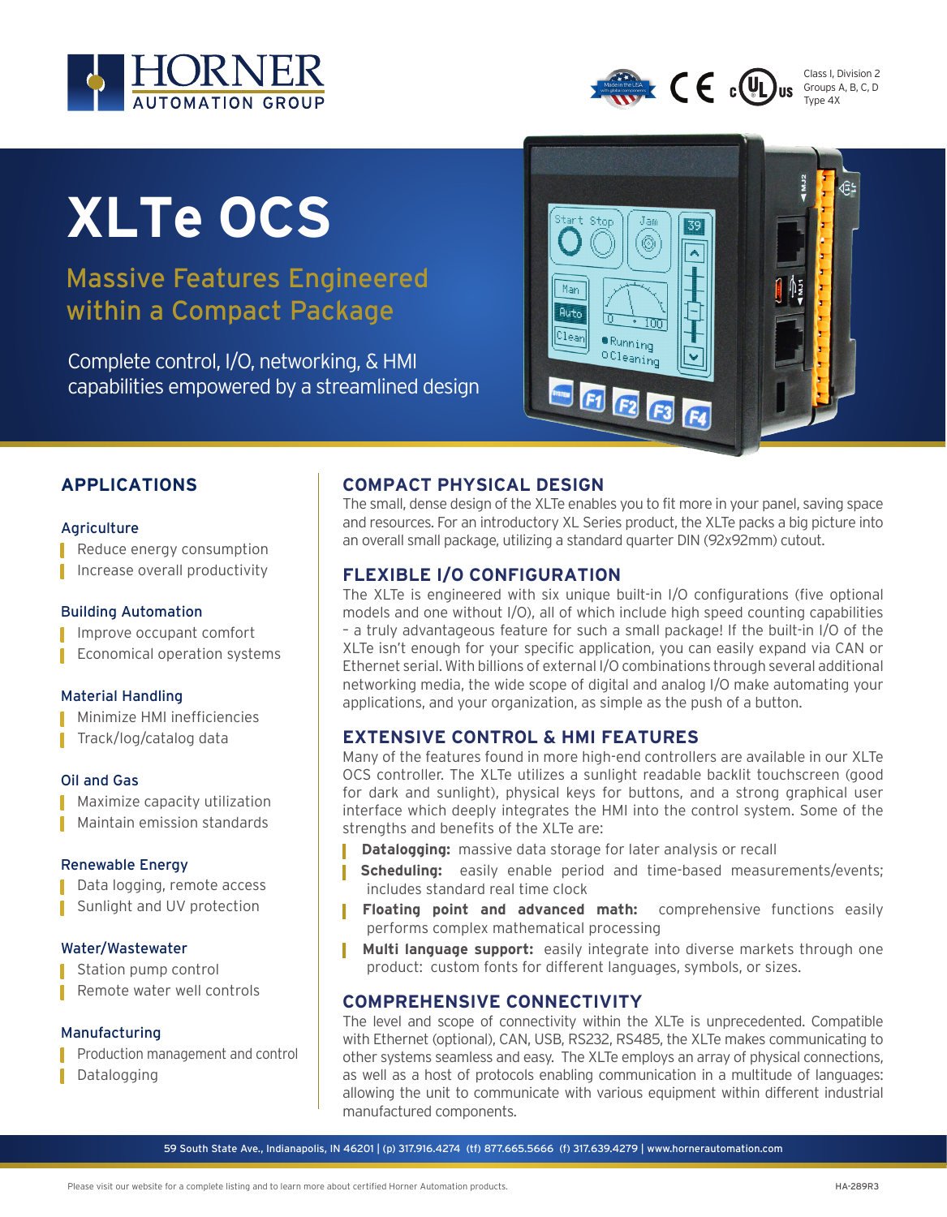HORNER AUTOMATION GROUP

Class I, Division 2
Groups A, B, C, D
Type 4X

# XLTe OCS

## Massive Features Engineered within a Compact Package

Complete control, I/O, networking, & HMI capabilities empowered by a streamlined design

## APPLICATIONS

### Agriculture

- Reduce energy consumption
- Increase overall productivity

### Building Automation

- Improve occupant comfort
- Economical operation systems

### Material Handling

- Minimize HMI inefficiencies
- Track/log/catalog data

### Oil and Gas

- Maximize capacity utilization
- Maintain emission standards

### Renewable Energy

- Data logging, remote access
- Sunlight and UV protection

### Water/Wastewater

- Station pump control
- Remote water well controls

### Manufacturing

- Production management and control
- Datalogging

## COMPACT PHYSICAL DESIGN

The small, dense design of the XLTe enables you to fit more in your panel, saving space and resources. For an introductory XL Series product, the XLTe packs a big picture into an overall small package, utilizing a standard quarter DIN (92x92mm) cutout.

## FLEXIBLE I/O CONFIGURATION

The XLTe is engineered with six unique built-in I/O configurations (five optional models and one without I/O), all of which include high speed counting capabilities – a truly advantageous feature for such a small package! If the built-in I/O of the XLTe isn't enough for your specific application, you can easily expand via CAN or Ethernet serial. With billions of external I/O combinations through several additional networking media, the wide scope of digital and analog I/O make automating your applications, and your organization, as simple as the push of a button.

## EXTENSIVE CONTROL & HMI FEATURES

Many of the features found in more high-end controllers are available in our XLTe OCS controller. The XLTe utilizes a sunlight readable backlit touchscreen (good for dark and sunlight), physical keys for buttons, and a strong graphical user interface which deeply integrates the HMI into the control system. Some of the strengths and benefits of the XLTe are:

- **Datalogging:** massive data storage for later analysis or recall
- **Scheduling:** easily enable period and time-based measurements/events; includes standard real time clock
- **Floating point and advanced math:** comprehensive functions easily performs complex mathematical processing
- **Multi language support:** easily integrate into diverse markets through one product: custom fonts for different languages, symbols, or sizes.

## COMPREHENSIVE CONNECTIVITY

The level and scope of connectivity within the XLTe is unprecedented. Compatible with Ethernet (optional), CAN, USB, RS232, RS485, the XLTe makes communicating to other systems seamless and easy. The XLTe employs an array of physical connections, as well as a host of protocols enabling communication in a multitude of languages: allowing the unit to communicate with various equipment within different industrial manufactured components.

59 South State Ave., Indianapolis, IN 46201 | (p) 317.916.4274 (tf) 877.665.5666 (f) 317.639.4279 | www.hornerautomation.com

Please visit our website for a complete listing and to learn more about certified Horner Automation products.

HA-289R3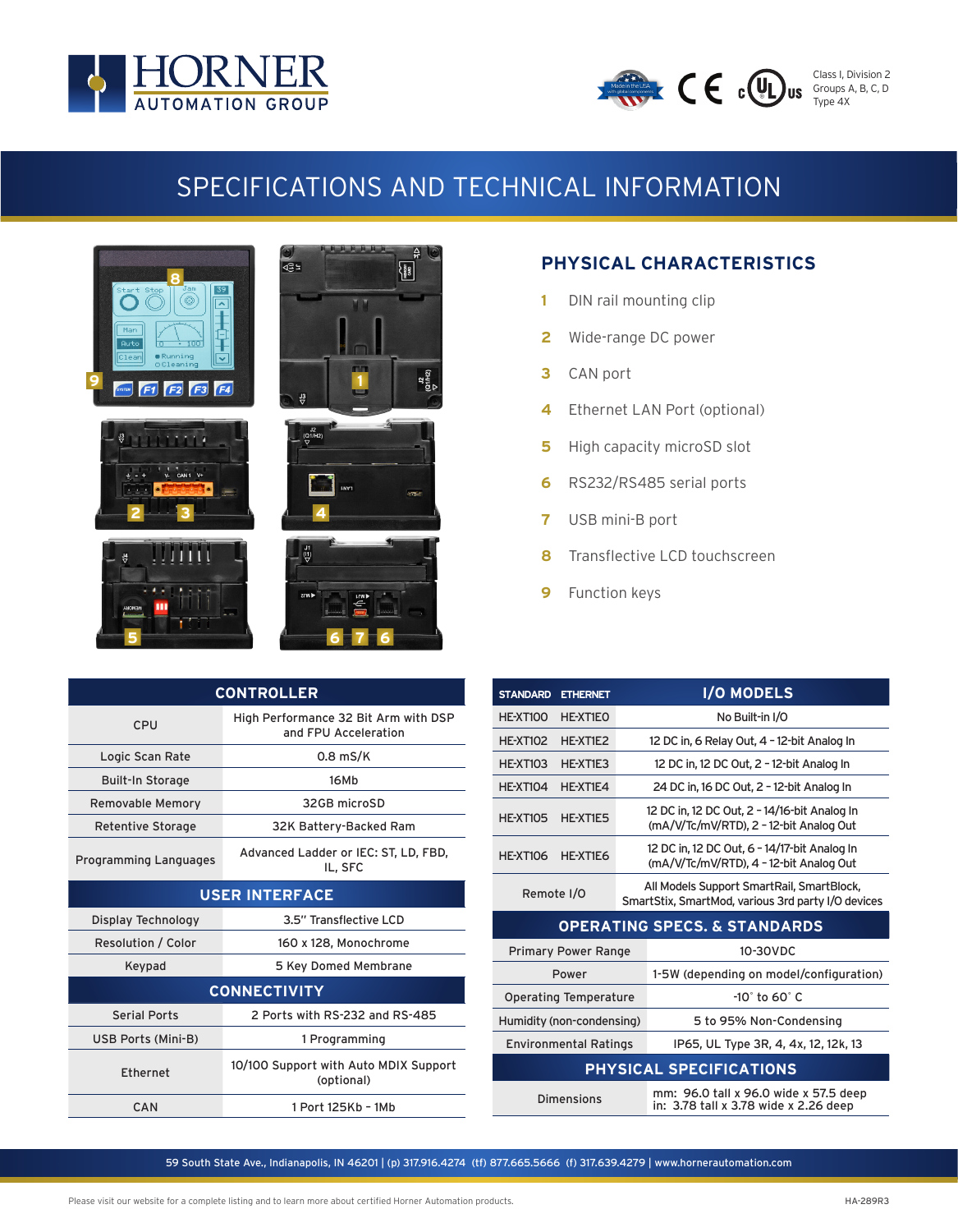Class I, Division 2
Groups A, B, C, D
Type 4X

# SPECIFICATIONS AND TECHNICAL INFORMATION

## PHYSICAL CHARACTERISTICS

1. DIN rail mounting clip
2. Wide-range DC power
3. CAN port
4. Ethernet LAN Port (optional)
5. High capacity microSD slot
6. RS232/RS485 serial ports
7. USB mini-B port
8. Transflective LCD touchscreen
9. Function keys

| CONTROLLER | |
|---|---|
| CPU | High Performance 32 Bit Arm with DSP and FPU Acceleration |
| Logic Scan Rate | 0.8 mS/K |
| Built-In Storage | 16Mb |
| Removable Memory | 32GB microSD |
| Retentive Storage | 32K Battery-Backed Ram |
| Programming Languages | Advanced Ladder or IEC: ST, LD, FBD, IL, SFC |
| **USER INTERFACE** | |
| Display Technology | 3.5" Transflective LCD |
| Resolution / Color | 160 x 128, Monochrome |
| Keypad | 5 Key Domed Membrane |
| **CONNECTIVITY** | |
| Serial Ports | 2 Ports with RS-232 and RS-485 |
| USB Ports (Mini-B) | 1 Programming |
| Ethernet | 10/100 Support with Auto MDIX Support (optional) |
| CAN | 1 Port 125Kb - 1Mb |

| STANDARD | ETHERNET | I/O MODELS |
|---|---|---|
| HE-XT100 | HE-XT1E0 | No Built-in I/O |
| HE-XT102 | HE-XT1E2 | 12 DC in, 6 Relay Out, 4 - 12-bit Analog In |
| HE-XT103 | HE-XT1E3 | 12 DC in, 12 DC Out, 2 - 12-bit Analog In |
| HE-XT104 | HE-XT1E4 | 24 DC in, 16 DC Out, 2 - 12-bit Analog In |
| HE-XT105 | HE-XT1E5 | 12 DC in, 12 DC Out, 2 - 14/16-bit Analog In (mA/V/Tc/mV/RTD), 2 - 12-bit Analog Out |
| HE-XT106 | HE-XT1E6 | 12 DC in, 12 DC Out, 6 - 14/17-bit Analog In (mA/V/Tc/mV/RTD), 4 - 12-bit Analog Out |
| Remote I/O | | All Models Support SmartRail, SmartBlock, SmartStix, SmartMod, various 3rd party I/O devices |

| OPERATING SPECS. & STANDARDS | |
|---|---|
| Primary Power Range | 10-30VDC |
| Power | 1-5W (depending on model/configuration) |
| Operating Temperature | -10° to 60° C |
| Humidity (non-condensing) | 5 to 95% Non-Condensing |
| Environmental Ratings | IP65, UL Type 3R, 4, 4x, 12, 12k, 13 |
| **PHYSICAL SPECIFICATIONS** | |
| Dimensions | mm: 96.0 tall x 96.0 wide x 57.5 deep<br>in: 3.78 tall x 3.78 wide x 2.26 deep |

59 South State Ave., Indianapolis, IN 46201 | (p) 317.916.4274 (tf) 877.665.5666 (f) 317.639.4279 | www.hornerautomation.com

Please visit our website for a complete listing and to learn more about certified Horner Automation products.

HA-289R3